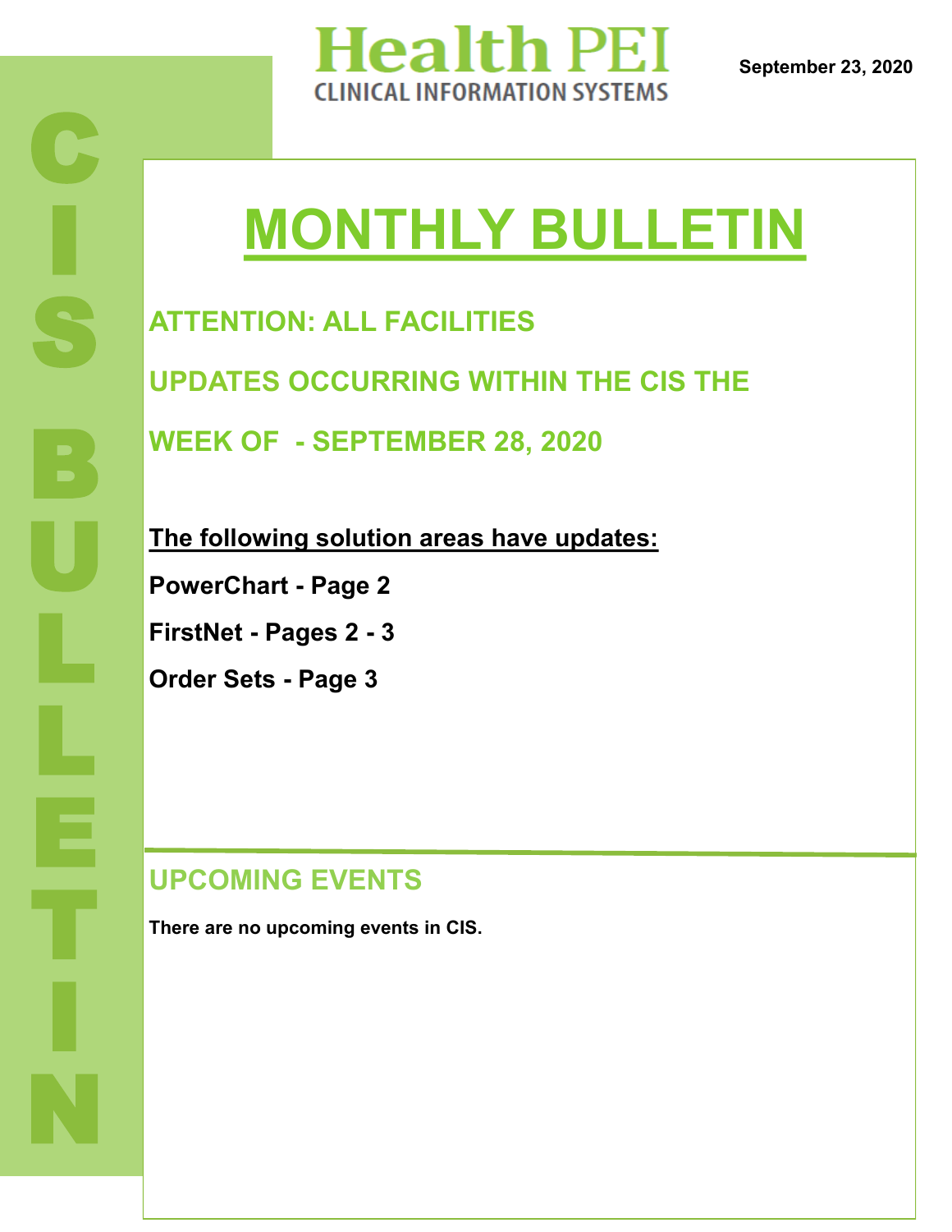# Health PEI

CLINICAL INFORMATION SYSTEMS

**September 23, 2020**

CIS BULLETIN

# MONTHLY BULLETIN

## ATTENTION: ALL FACILITIES

## UPDATES OCCURRING WITHIN THE CIS THE WEEK OF - SEPTEMBER 28, 2020

**The following solution areas have updates:**

**PowerChart - Page 2**

**FirstNet - Pages 2 - 3**

**Order Sets - Page 3**

## UPCOMING EVENTS

**There are no upcoming events in CIS.**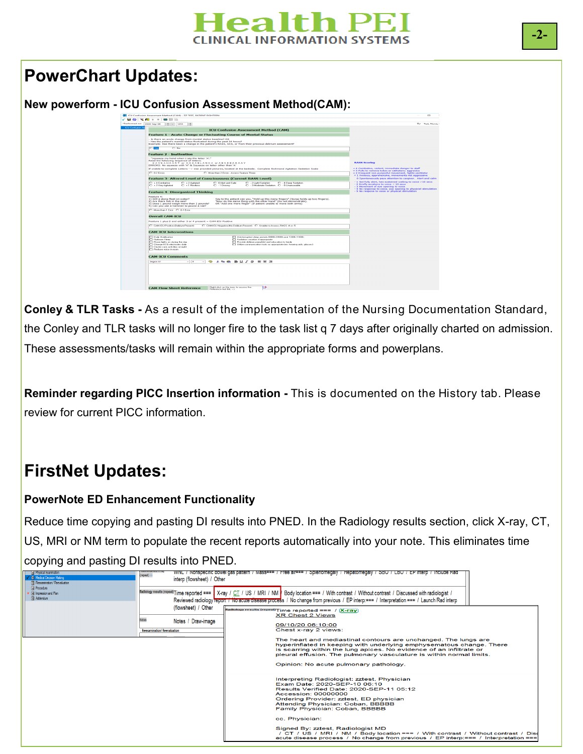# PowerChart Updates:

**New powerform - ICU Confusion Assessment Method(CAM):**

**Conley & TLR Tasks -** As a result of the implementation of the Nursing Documentation Standard, the Conley and TLR tasks will no longer fire to the task list q 7 days after originally charted on admission. These assessments/tasks will remain within the appropriate forms and powerplans.

**Reminder regarding PICC Insertion information -** This is documented on the History tab. Please review for current PICC information.

# FirstNet Updates:

**PowerNote ED Enhancement Functionality**

Reduce time copying and pasting DI results into PNED. In the Radiology results section, click X-ray, CT, US, MRI or NM term to populate the recent reports automatically into your note. This eliminates time copying and pasting DI results into PNED.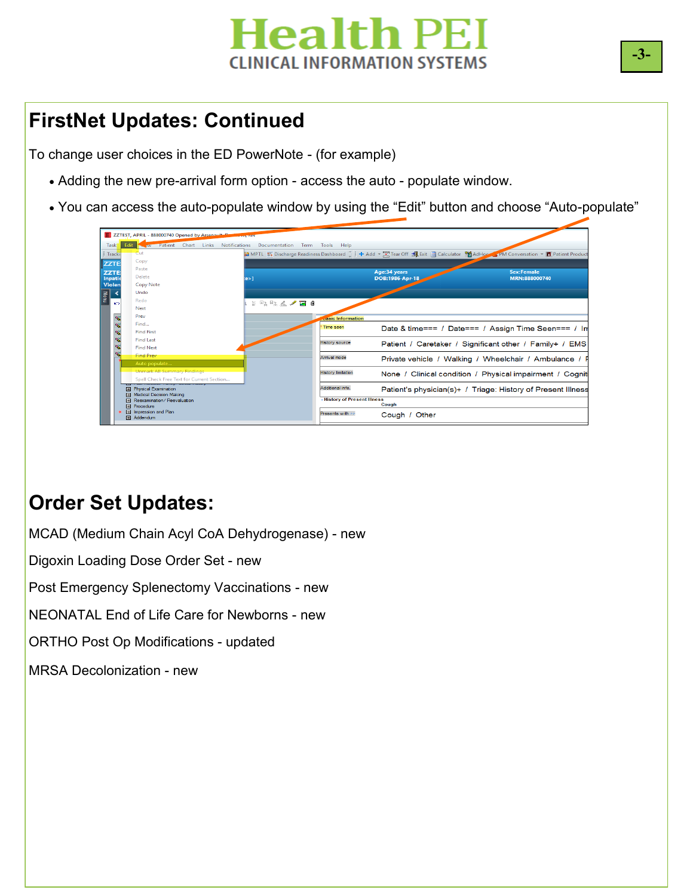# FirstNet Updates: Continued

To change user choices in the ED PowerNote - (for example)

- Adding the new pre-arrival form option - access the auto - populate window.
- You can access the auto-populate window by using the “Edit” button and choose “Auto-populate”

# Order Set Updates:

MCAD (Medium Chain Acyl CoA Dehydrogenase) - new

Digoxin Loading Dose Order Set - new

Post Emergency Splenectomy Vaccinations - new

NEONATAL End of Life Care for Newborns - new

ORTHO Post Op Modifications - updated

MRSA Decolonization - new